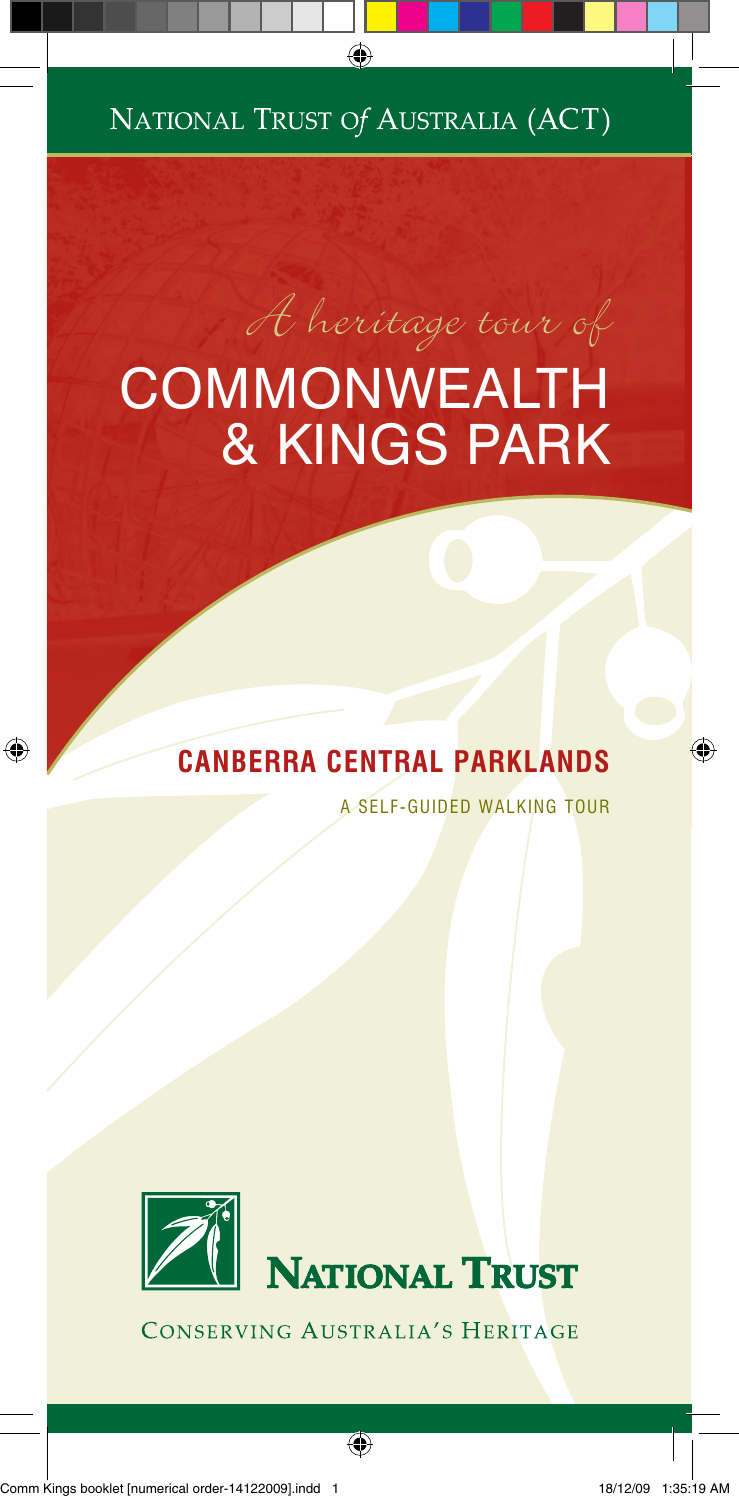National Trust of Australia (ACT)

*A heritage tour of*

# COMMONWEALTH & KINGS PARK

## CANBERRA CENTRAL PARKLANDS

A SELF-GUIDED WALKING TOUR

**National Trust**

Conserving Australia's Heritage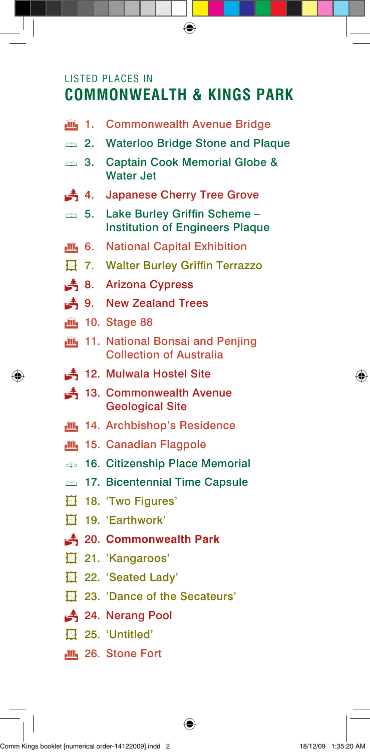LISTED PLACES IN

# COMMONWEALTH & KINGS PARK

1. Commonwealth Avenue Bridge
2. Waterloo Bridge Stone and Plaque
3. Captain Cook Memorial Globe & Water Jet
4. Japanese Cherry Tree Grove
5. Lake Burley Griffin Scheme – Institution of Engineers Plaque
6. National Capital Exhibition
7. Walter Burley Griffin Terrazzo
8. Arizona Cypress
9. New Zealand Trees
10. Stage 88
11. National Bonsai and Penjing Collection of Australia
12. Mulwala Hostel Site
13. Commonwealth Avenue Geological Site
14. Archbishop's Residence
15. Canadian Flagpole
16. Citizenship Place Memorial
17. Bicentennial Time Capsule
18. 'Two Figures'
19. 'Earthwork'
20. **Commonwealth Park**
21. 'Kangaroos'
22. 'Seated Lady'
23. 'Dance of the Secateurs'
24. Nerang Pool
25. 'Untitled'
26. Stone Fort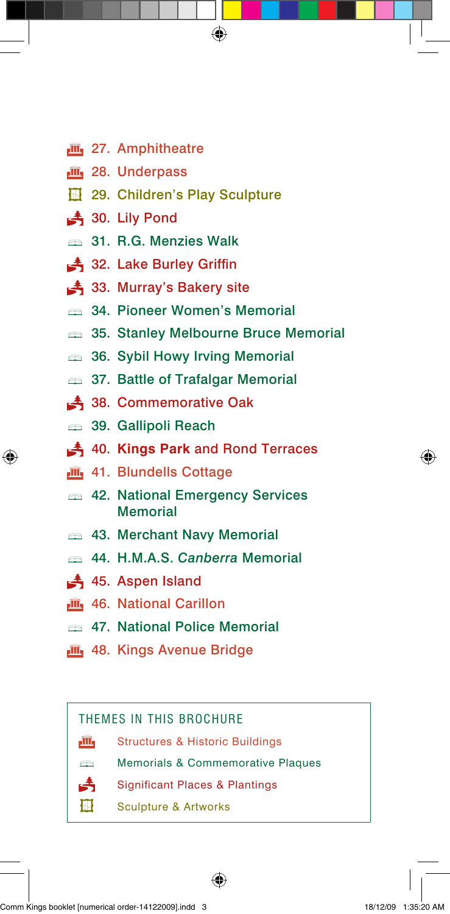27. Amphitheatre
28. Underpass
29. Children's Play Sculpture
30. Lily Pond
31. R.G. Menzies Walk
32. Lake Burley Griffin
33. Murray's Bakery site
34. Pioneer Women's Memorial
35. Stanley Melbourne Bruce Memorial
36. Sybil Howy Irving Memorial
37. Battle of Trafalgar Memorial
38. Commemorative Oak
39. Gallipoli Reach
40. **Kings Park** and Rond Terraces
41. Blundells Cottage
42. National Emergency Services Memorial
43. Merchant Navy Memorial
44. H.M.A.S. *Canberra* Memorial
45. Aspen Island
46. National Carillon
47. National Police Memorial
48. Kings Avenue Bridge

## THEMES IN THIS BROCHURE

- Structures & Historic Buildings
- Memorials & Commemorative Plaques
- Significant Places & Plantings
- Sculpture & Artworks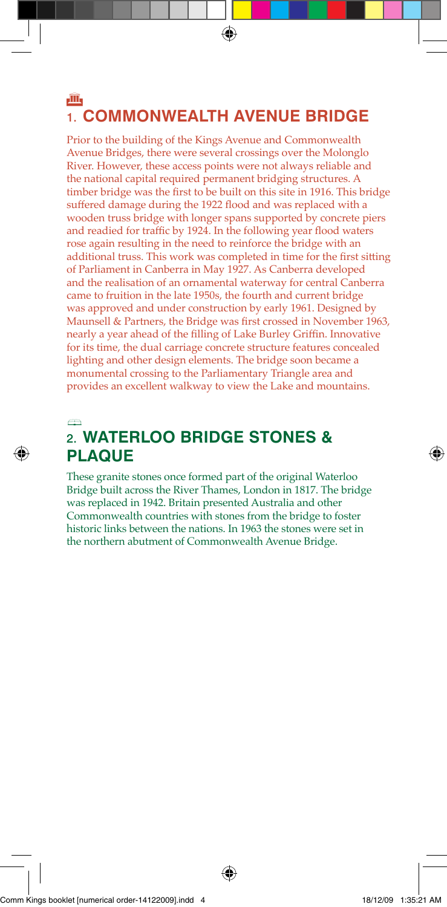## 1. COMMONWEALTH AVENUE BRIDGE

Prior to the building of the Kings Avenue and Commonwealth Avenue Bridges, there were several crossings over the Molonglo River. However, these access points were not always reliable and the national capital required permanent bridging structures. A timber bridge was the first to be built on this site in 1916. This bridge suffered damage during the 1922 flood and was replaced with a wooden truss bridge with longer spans supported by concrete piers and readied for traffic by 1924. In the following year flood waters rose again resulting in the need to reinforce the bridge with an additional truss. This work was completed in time for the first sitting of Parliament in Canberra in May 1927. As Canberra developed and the realisation of an ornamental waterway for central Canberra came to fruition in the late 1950s, the fourth and current bridge was approved and under construction by early 1961. Designed by Maunsell & Partners, the Bridge was first crossed in November 1963, nearly a year ahead of the filling of Lake Burley Griffin. Innovative for its time, the dual carriage concrete structure features concealed lighting and other design elements. The bridge soon became a monumental crossing to the Parliamentary Triangle area and provides an excellent walkway to view the Lake and mountains.

## 2. WATERLOO BRIDGE STONES & PLAQUE

These granite stones once formed part of the original Waterloo Bridge built across the River Thames, London in 1817. The bridge was replaced in 1942. Britain presented Australia and other Commonwealth countries with stones from the bridge to foster historic links between the nations. In 1963 the stones were set in the northern abutment of Commonwealth Avenue Bridge.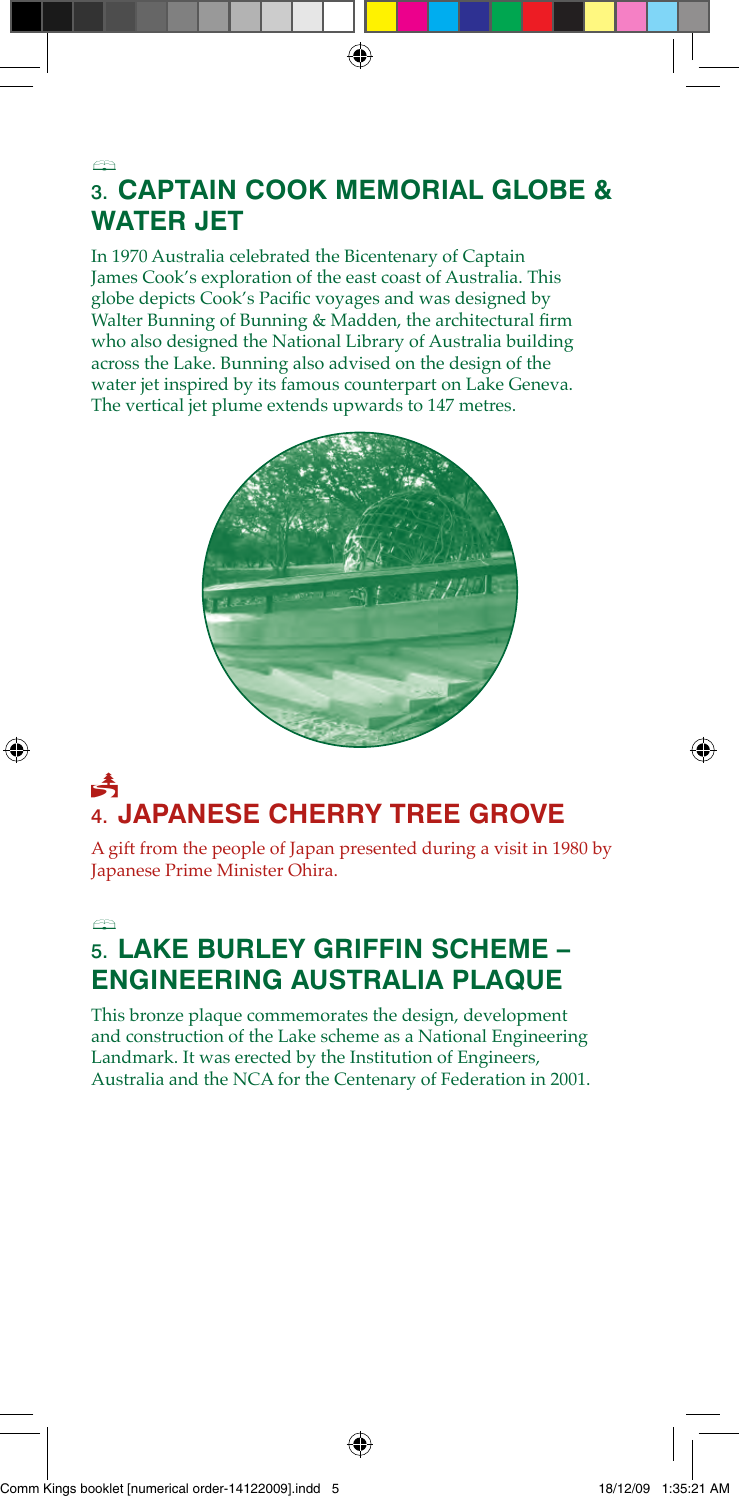## 3. CAPTAIN COOK MEMORIAL GLOBE & WATER JET

In 1970 Australia celebrated the Bicentenary of Captain James Cook's exploration of the east coast of Australia. This globe depicts Cook's Pacific voyages and was designed by Walter Bunning of Bunning & Madden, the architectural firm who also designed the National Library of Australia building across the Lake. Bunning also advised on the design of the water jet inspired by its famous counterpart on Lake Geneva. The vertical jet plume extends upwards to 147 metres.

## 4. JAPANESE CHERRY TREE GROVE

A gift from the people of Japan presented during a visit in 1980 by Japanese Prime Minister Ohira.

## 5. LAKE BURLEY GRIFFIN SCHEME – ENGINEERING AUSTRALIA PLAQUE

This bronze plaque commemorates the design, development and construction of the Lake scheme as a National Engineering Landmark. It was erected by the Institution of Engineers, Australia and the NCA for the Centenary of Federation in 2001.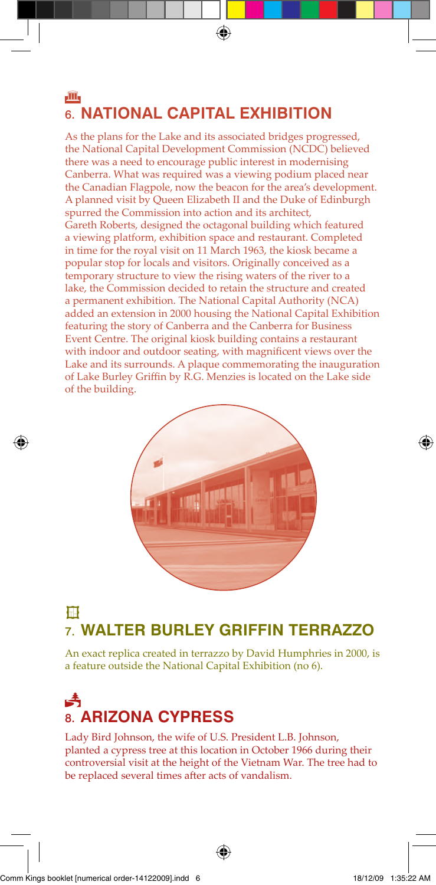## 6. NATIONAL CAPITAL EXHIBITION

As the plans for the Lake and its associated bridges progressed, the National Capital Development Commission (NCDC) believed there was a need to encourage public interest in modernising Canberra. What was required was a viewing podium placed near the Canadian Flagpole, now the beacon for the area's development. A planned visit by Queen Elizabeth II and the Duke of Edinburgh spurred the Commission into action and its architect, Gareth Roberts, designed the octagonal building which featured a viewing platform, exhibition space and restaurant. Completed in time for the royal visit on 11 March 1963, the kiosk became a popular stop for locals and visitors. Originally conceived as a temporary structure to view the rising waters of the river to a lake, the Commission decided to retain the structure and created a permanent exhibition. The National Capital Authority (NCA) added an extension in 2000 housing the National Capital Exhibition featuring the story of Canberra and the Canberra for Business Event Centre. The original kiosk building contains a restaurant with indoor and outdoor seating, with magnificent views over the Lake and its surrounds. A plaque commemorating the inauguration of Lake Burley Griffin by R.G. Menzies is located on the Lake side of the building.

## 7. WALTER BURLEY GRIFFIN TERRAZZO

An exact replica created in terrazzo by David Humphries in 2000, is a feature outside the National Capital Exhibition (no 6).

## 8. ARIZONA CYPRESS

Lady Bird Johnson, the wife of U.S. President L.B. Johnson, planted a cypress tree at this location in October 1966 during their controversial visit at the height of the Vietnam War. The tree had to be replaced several times after acts of vandalism.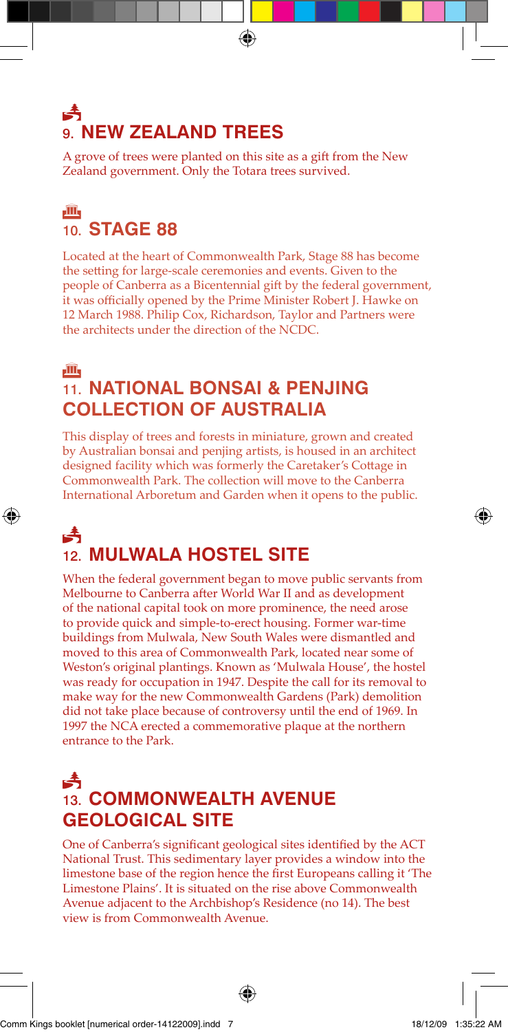## 9. NEW ZEALAND TREES

A grove of trees were planted on this site as a gift from the New Zealand government. Only the Totara trees survived.

## 10. STAGE 88

Located at the heart of Commonwealth Park, Stage 88 has become the setting for large-scale ceremonies and events. Given to the people of Canberra as a Bicentennial gift by the federal government, it was officially opened by the Prime Minister Robert J. Hawke on 12 March 1988. Philip Cox, Richardson, Taylor and Partners were the architects under the direction of the NCDC.

## 11. NATIONAL BONSAI & PENJING COLLECTION OF AUSTRALIA

This display of trees and forests in miniature, grown and created by Australian bonsai and penjing artists, is housed in an architect designed facility which was formerly the Caretaker's Cottage in Commonwealth Park. The collection will move to the Canberra International Arboretum and Garden when it opens to the public.

## 12. MULWALA HOSTEL SITE

When the federal government began to move public servants from Melbourne to Canberra after World War II and as development of the national capital took on more prominence, the need arose to provide quick and simple-to-erect housing. Former war-time buildings from Mulwala, New South Wales were dismantled and moved to this area of Commonwealth Park, located near some of Weston's original plantings. Known as 'Mulwala House', the hostel was ready for occupation in 1947. Despite the call for its removal to make way for the new Commonwealth Gardens (Park) demolition did not take place because of controversy until the end of 1969. In 1997 the NCA erected a commemorative plaque at the northern entrance to the Park.

## 13. COMMONWEALTH AVENUE GEOLOGICAL SITE

One of Canberra's significant geological sites identified by the ACT National Trust. This sedimentary layer provides a window into the limestone base of the region hence the first Europeans calling it 'The Limestone Plains'. It is situated on the rise above Commonwealth Avenue adjacent to the Archbishop's Residence (no 14). The best view is from Commonwealth Avenue.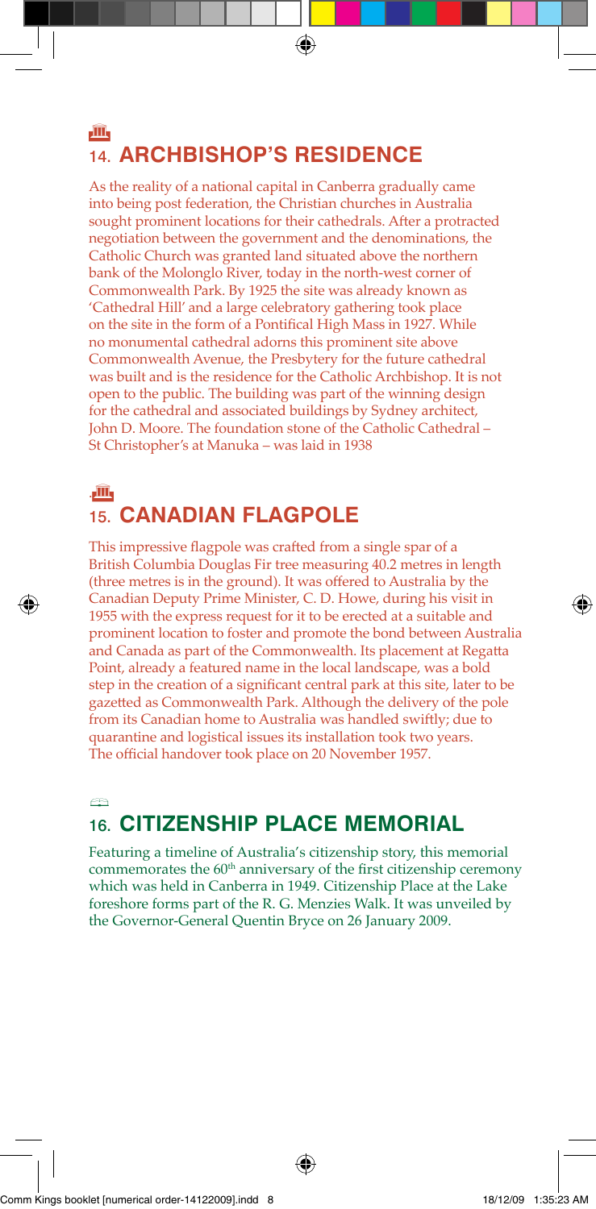## 14. ARCHBISHOP'S RESIDENCE

As the reality of a national capital in Canberra gradually came into being post federation, the Christian churches in Australia sought prominent locations for their cathedrals. After a protracted negotiation between the government and the denominations, the Catholic Church was granted land situated above the northern bank of the Molonglo River, today in the north-west corner of Commonwealth Park. By 1925 the site was already known as 'Cathedral Hill' and a large celebratory gathering took place on the site in the form of a Pontifical High Mass in 1927. While no monumental cathedral adorns this prominent site above Commonwealth Avenue, the Presbytery for the future cathedral was built and is the residence for the Catholic Archbishop. It is not open to the public. The building was part of the winning design for the cathedral and associated buildings by Sydney architect, John D. Moore. The foundation stone of the Catholic Cathedral – St Christopher's at Manuka – was laid in 1938

## 15. CANADIAN FLAGPOLE

This impressive flagpole was crafted from a single spar of a British Columbia Douglas Fir tree measuring 40.2 metres in length (three metres is in the ground). It was offered to Australia by the Canadian Deputy Prime Minister, C. D. Howe, during his visit in 1955 with the express request for it to be erected at a suitable and prominent location to foster and promote the bond between Australia and Canada as part of the Commonwealth. Its placement at Regatta Point, already a featured name in the local landscape, was a bold step in the creation of a significant central park at this site, later to be gazetted as Commonwealth Park. Although the delivery of the pole from its Canadian home to Australia was handled swiftly; due to quarantine and logistical issues its installation took two years. The official handover took place on 20 November 1957.

## 16. CITIZENSHIP PLACE MEMORIAL

Featuring a timeline of Australia's citizenship story, this memorial commemorates the 60th anniversary of the first citizenship ceremony which was held in Canberra in 1949. Citizenship Place at the Lake foreshore forms part of the R. G. Menzies Walk. It was unveiled by the Governor-General Quentin Bryce on 26 January 2009.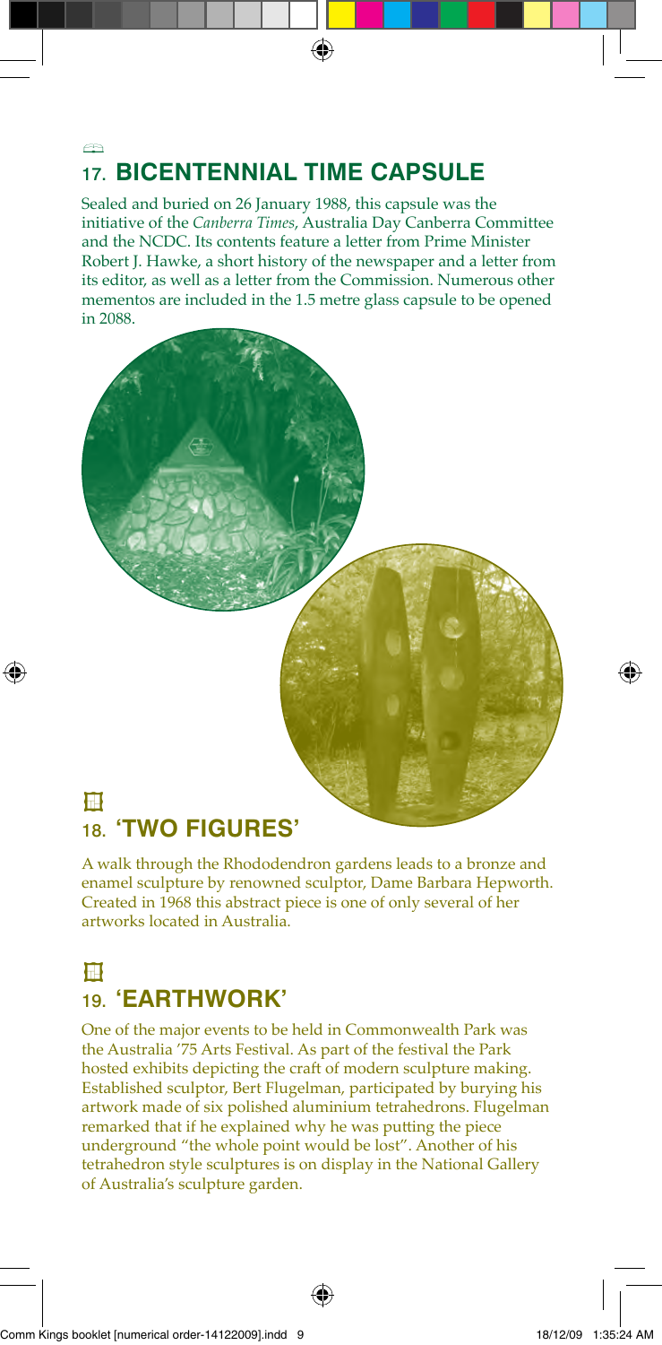## 17. BICENTENNIAL TIME CAPSULE

Sealed and buried on 26 January 1988, this capsule was the initiative of the *Canberra Times*, Australia Day Canberra Committee and the NCDC. Its contents feature a letter from Prime Minister Robert J. Hawke, a short history of the newspaper and a letter from its editor, as well as a letter from the Commission. Numerous other mementos are included in the 1.5 metre glass capsule to be opened in 2088.

## 18. 'TWO FIGURES'

A walk through the Rhododendron gardens leads to a bronze and enamel sculpture by renowned sculptor, Dame Barbara Hepworth. Created in 1968 this abstract piece is one of only several of her artworks located in Australia.

## 19. 'EARTHWORK'

One of the major events to be held in Commonwealth Park was the Australia '75 Arts Festival. As part of the festival the Park hosted exhibits depicting the craft of modern sculpture making. Established sculptor, Bert Flugelman, participated by burying his artwork made of six polished aluminium tetrahedrons. Flugelman remarked that if he explained why he was putting the piece underground "the whole point would be lost". Another of his tetrahedron style sculptures is on display in the National Gallery of Australia's sculpture garden.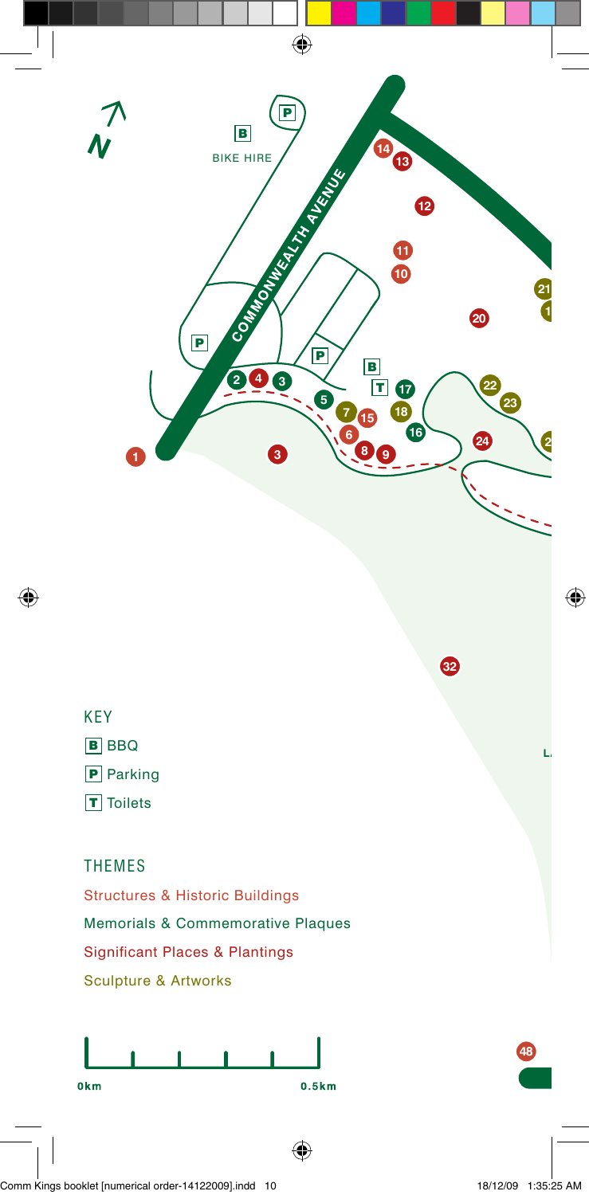BIKE HIRE

COMMONWEALTH AVENUE

## KEY

- B BBQ
- P Parking
- T Toilets

## THEMES

- Structures & Historic Buildings
- Memorials & Commemorative Plaques
- Significant Places & Plantings
- Sculpture & Artworks

0km 0.5km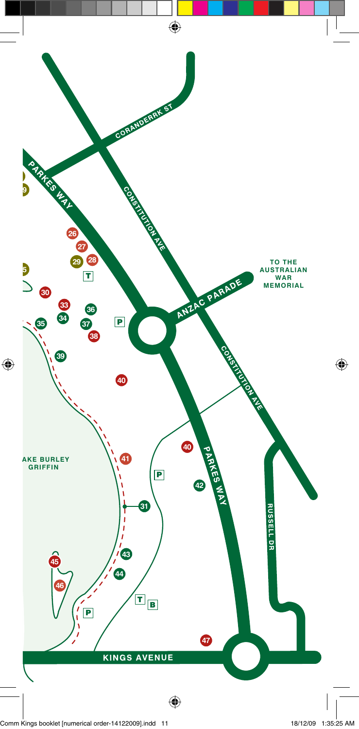CORANDERRK ST

PARKES WAY

CONSTITUTION AVE

ANZAC PARADE

TO THE AUSTRALIAN WAR MEMORIAL

CONSTITUTION AVE

PARKES WAY

RUSSELL DR

KINGS AVENUE

AKE BURLEY GRIFFIN

9

5

26

27

28

29

T

30

33

34

35

36

37

38

P

39

40

40

41

P

42

31

43

44

45

46

T B

P

47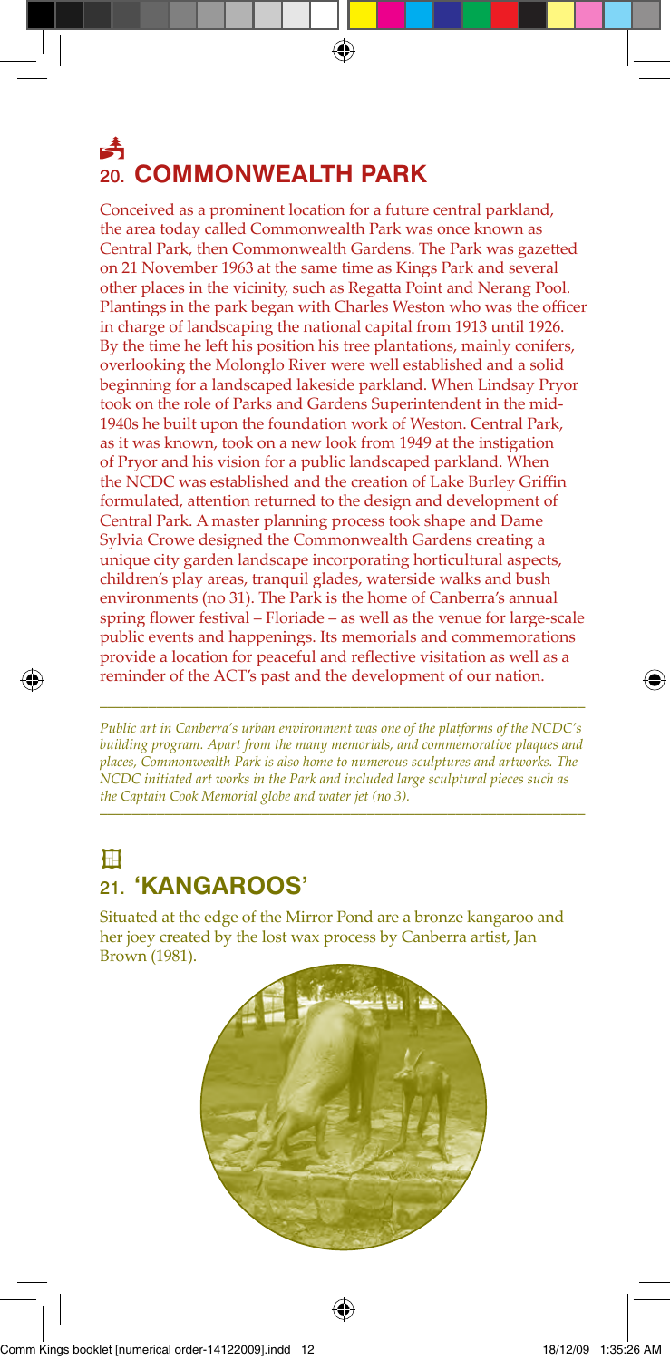## 20. COMMONWEALTH PARK

Conceived as a prominent location for a future central parkland, the area today called Commonwealth Park was once known as Central Park, then Commonwealth Gardens. The Park was gazetted on 21 November 1963 at the same time as Kings Park and several other places in the vicinity, such as Regatta Point and Nerang Pool. Plantings in the park began with Charles Weston who was the officer in charge of landscaping the national capital from 1913 until 1926. By the time he left his position his tree plantations, mainly conifers, overlooking the Molonglo River were well established and a solid beginning for a landscaped lakeside parkland. When Lindsay Pryor took on the role of Parks and Gardens Superintendent in the mid-1940s he built upon the foundation work of Weston. Central Park, as it was known, took on a new look from 1949 at the instigation of Pryor and his vision for a public landscaped parkland. When the NCDC was established and the creation of Lake Burley Griffin formulated, attention returned to the design and development of Central Park. A master planning process took shape and Dame Sylvia Crowe designed the Commonwealth Gardens creating a unique city garden landscape incorporating horticultural aspects, children's play areas, tranquil glades, waterside walks and bush environments (no 31). The Park is the home of Canberra's annual spring flower festival – Floriade – as well as the venue for large-scale public events and happenings. Its memorials and commemorations provide a location for peaceful and reflective visitation as well as a reminder of the ACT's past and the development of our nation.

---

*Public art in Canberra's urban environment was one of the platforms of the NCDC's building program. Apart from the many memorials, and commemorative plaques and places, Commonwealth Park is also home to numerous sculptures and artworks. The NCDC initiated art works in the Park and included large sculptural pieces such as the Captain Cook Memorial globe and water jet (no 3).*

---

## 21. 'KANGAROOS'

Situated at the edge of the Mirror Pond are a bronze kangaroo and her joey created by the lost wax process by Canberra artist, Jan Brown (1981).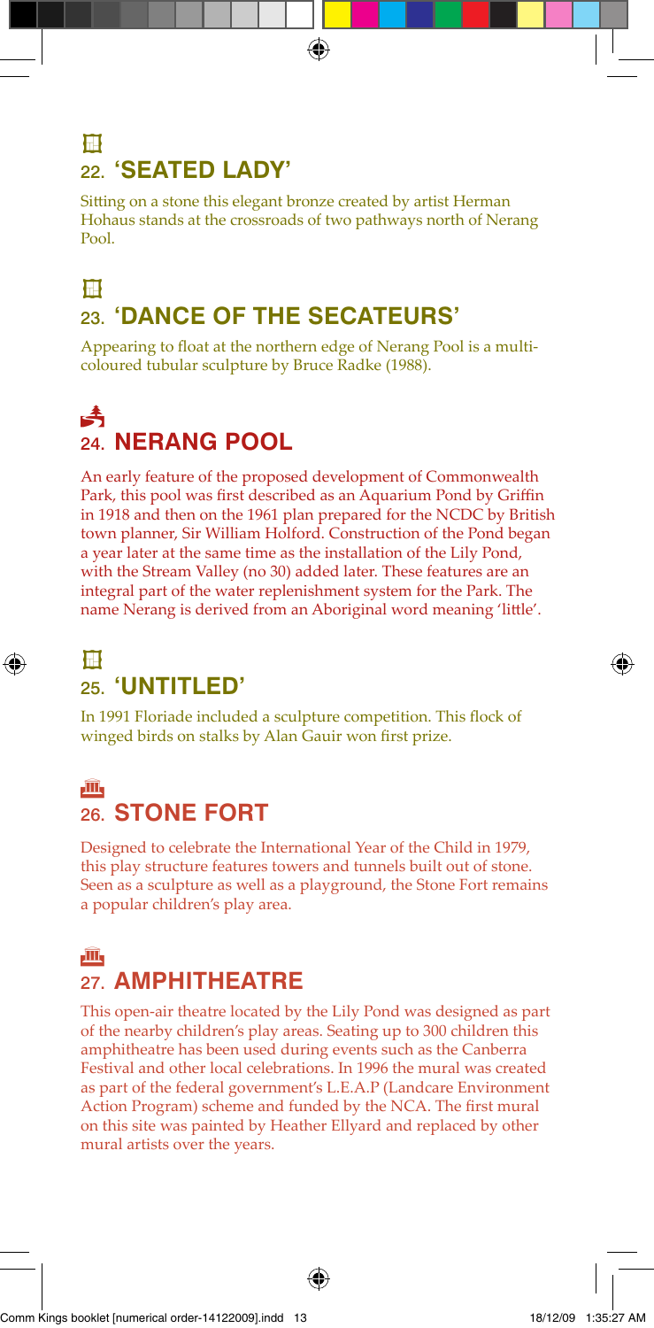## 22. 'SEATED LADY'

Sitting on a stone this elegant bronze created by artist Herman Hohaus stands at the crossroads of two pathways north of Nerang Pool.

## 23. 'DANCE OF THE SECATEURS'

Appearing to float at the northern edge of Nerang Pool is a multi-coloured tubular sculpture by Bruce Radke (1988).

## 24. NERANG POOL

An early feature of the proposed development of Commonwealth Park, this pool was first described as an Aquarium Pond by Griffin in 1918 and then on the 1961 plan prepared for the NCDC by British town planner, Sir William Holford. Construction of the Pond began a year later at the same time as the installation of the Lily Pond, with the Stream Valley (no 30) added later. These features are an integral part of the water replenishment system for the Park. The name Nerang is derived from an Aboriginal word meaning 'little'.

## 25. 'UNTITLED'

In 1991 Floriade included a sculpture competition. This flock of winged birds on stalks by Alan Gauir won first prize.

## 26. STONE FORT

Designed to celebrate the International Year of the Child in 1979, this play structure features towers and tunnels built out of stone. Seen as a sculpture as well as a playground, the Stone Fort remains a popular children's play area.

## 27. AMPHITHEATRE

This open-air theatre located by the Lily Pond was designed as part of the nearby children's play areas. Seating up to 300 children this amphitheatre has been used during events such as the Canberra Festival and other local celebrations. In 1996 the mural was created as part of the federal government's L.E.A.P (Landcare Environment Action Program) scheme and funded by the NCA. The first mural on this site was painted by Heather Ellyard and replaced by other mural artists over the years.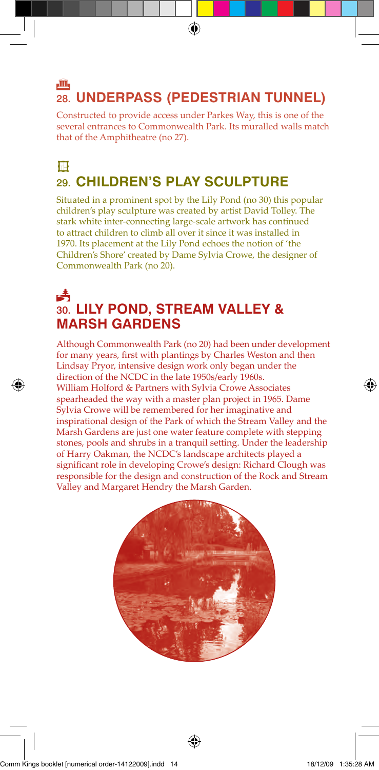## 28. UNDERPASS (PEDESTRIAN TUNNEL)

Constructed to provide access under Parkes Way, this is one of the several entrances to Commonwealth Park. Its muralled walls match that of the Amphitheatre (no 27).

## 29. CHILDREN'S PLAY SCULPTURE

Situated in a prominent spot by the Lily Pond (no 30) this popular children's play sculpture was created by artist David Tolley. The stark white inter-connecting large-scale artwork has continued to attract children to climb all over it since it was installed in 1970. Its placement at the Lily Pond echoes the notion of 'the Children's Shore' created by Dame Sylvia Crowe, the designer of Commonwealth Park (no 20).

## 30. LILY POND, STREAM VALLEY & MARSH GARDENS

Although Commonwealth Park (no 20) had been under development for many years, first with plantings by Charles Weston and then Lindsay Pryor, intensive design work only began under the direction of the NCDC in the late 1950s/early 1960s. William Holford & Partners with Sylvia Crowe Associates spearheaded the way with a master plan project in 1965. Dame Sylvia Crowe will be remembered for her imaginative and inspirational design of the Park of which the Stream Valley and the Marsh Gardens are just one water feature complete with stepping stones, pools and shrubs in a tranquil setting. Under the leadership of Harry Oakman, the NCDC's landscape architects played a significant role in developing Crowe's design: Richard Clough was responsible for the design and construction of the Rock and Stream Valley and Margaret Hendry the Marsh Garden.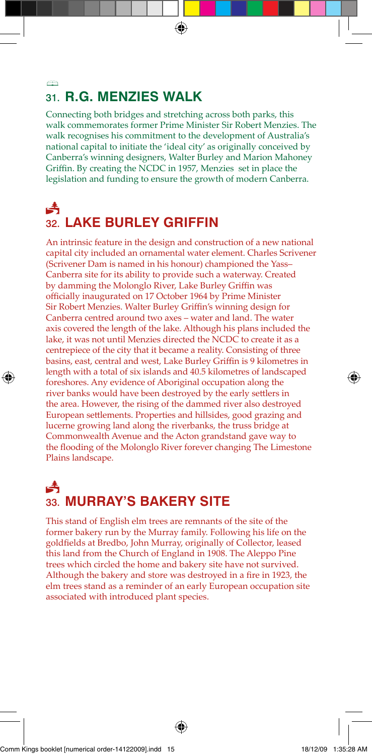## 31. R.G. MENZIES WALK

Connecting both bridges and stretching across both parks, this walk commemorates former Prime Minister Sir Robert Menzies. The walk recognises his commitment to the development of Australia's national capital to initiate the 'ideal city' as originally conceived by Canberra's winning designers, Walter Burley and Marion Mahoney Griffin. By creating the NCDC in 1957, Menzies set in place the legislation and funding to ensure the growth of modern Canberra.

## 32. LAKE BURLEY GRIFFIN

An intrinsic feature in the design and construction of a new national capital city included an ornamental water element. Charles Scrivener (Scrivener Dam is named in his honour) championed the Yass–Canberra site for its ability to provide such a waterway. Created by damming the Molonglo River, Lake Burley Griffin was officially inaugurated on 17 October 1964 by Prime Minister Sir Robert Menzies. Walter Burley Griffin's winning design for Canberra centred around two axes – water and land. The water axis covered the length of the lake. Although his plans included the lake, it was not until Menzies directed the NCDC to create it as a centrepiece of the city that it became a reality. Consisting of three basins, east, central and west, Lake Burley Griffin is 9 kilometres in length with a total of six islands and 40.5 kilometres of landscaped foreshores. Any evidence of Aboriginal occupation along the river banks would have been destroyed by the early settlers in the area. However, the rising of the dammed river also destroyed European settlements. Properties and hillsides, good grazing and lucerne growing land along the riverbanks, the truss bridge at Commonwealth Avenue and the Acton grandstand gave way to the flooding of the Molonglo River forever changing The Limestone Plains landscape.

## 33. MURRAY'S BAKERY SITE

This stand of English elm trees are remnants of the site of the former bakery run by the Murray family. Following his life on the goldfields at Bredbo, John Murray, originally of Collector, leased this land from the Church of England in 1908. The Aleppo Pine trees which circled the home and bakery site have not survived. Although the bakery and store was destroyed in a fire in 1923, the elm trees stand as a reminder of an early European occupation site associated with introduced plant species.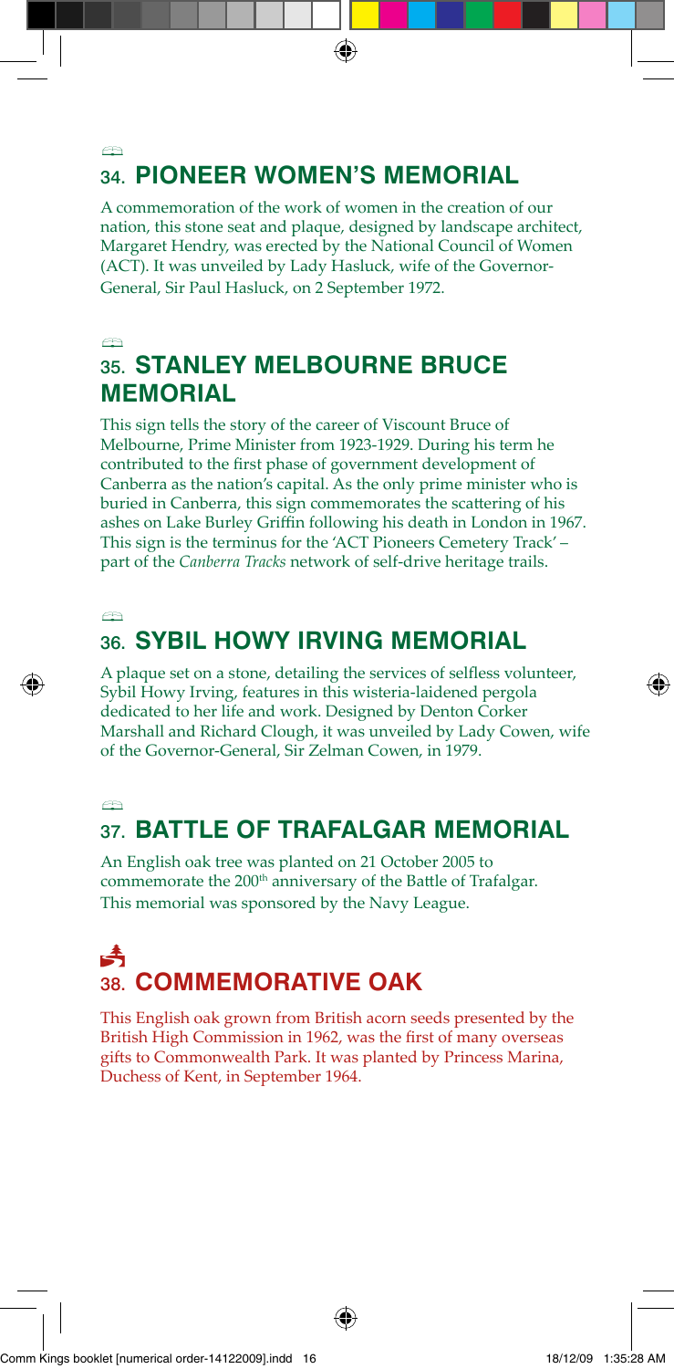## 34. PIONEER WOMEN'S MEMORIAL

A commemoration of the work of women in the creation of our nation, this stone seat and plaque, designed by landscape architect, Margaret Hendry, was erected by the National Council of Women (ACT). It was unveiled by Lady Hasluck, wife of the Governor-General, Sir Paul Hasluck, on 2 September 1972.

## 35. STANLEY MELBOURNE BRUCE MEMORIAL

This sign tells the story of the career of Viscount Bruce of Melbourne, Prime Minister from 1923-1929. During his term he contributed to the first phase of government development of Canberra as the nation's capital. As the only prime minister who is buried in Canberra, this sign commemorates the scattering of his ashes on Lake Burley Griffin following his death in London in 1967. This sign is the terminus for the 'ACT Pioneers Cemetery Track' – part of the *Canberra Tracks* network of self-drive heritage trails.

## 36. SYBIL HOWY IRVING MEMORIAL

A plaque set on a stone, detailing the services of selfless volunteer, Sybil Howy Irving, features in this wisteria-laidened pergola dedicated to her life and work. Designed by Denton Corker Marshall and Richard Clough, it was unveiled by Lady Cowen, wife of the Governor-General, Sir Zelman Cowen, in 1979.

## 37. BATTLE OF TRAFALGAR MEMORIAL

An English oak tree was planted on 21 October 2005 to commemorate the 200th anniversary of the Battle of Trafalgar. This memorial was sponsored by the Navy League.

## 38. COMMEMORATIVE OAK

This English oak grown from British acorn seeds presented by the British High Commission in 1962, was the first of many overseas gifts to Commonwealth Park. It was planted by Princess Marina, Duchess of Kent, in September 1964.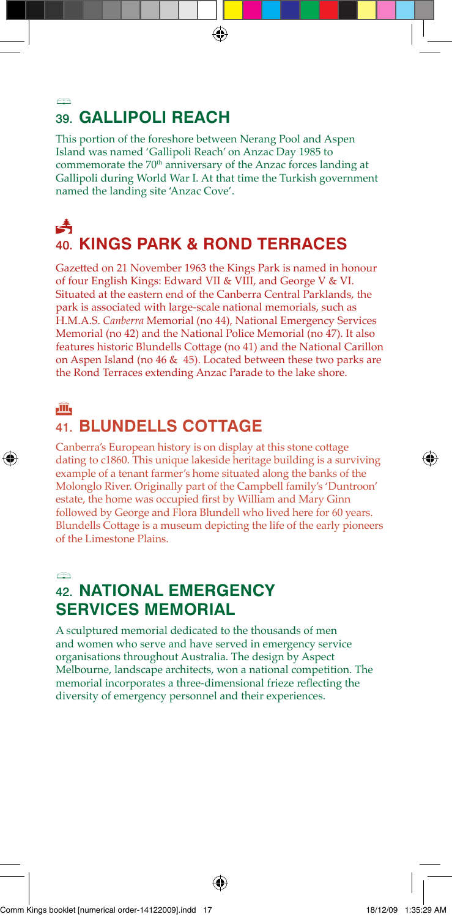## 39. GALLIPOLI REACH

This portion of the foreshore between Nerang Pool and Aspen Island was named 'Gallipoli Reach' on Anzac Day 1985 to commemorate the 70th anniversary of the Anzac forces landing at Gallipoli during World War I. At that time the Turkish government named the landing site 'Anzac Cove'.

## 40. KINGS PARK & ROND TERRACES

Gazetted on 21 November 1963 the Kings Park is named in honour of four English Kings: Edward VII & VIII, and George V & VI. Situated at the eastern end of the Canberra Central Parklands, the park is associated with large-scale national memorials, such as H.M.A.S. *Canberra* Memorial (no 44), National Emergency Services Memorial (no 42) and the National Police Memorial (no 47). It also features historic Blundells Cottage (no 41) and the National Carillon on Aspen Island (no 46 & 45). Located between these two parks are the Rond Terraces extending Anzac Parade to the lake shore.

## 41. BLUNDELLS COTTAGE

Canberra's European history is on display at this stone cottage dating to c1860. This unique lakeside heritage building is a surviving example of a tenant farmer's home situated along the banks of the Molonglo River. Originally part of the Campbell family's 'Duntroon' estate, the home was occupied first by William and Mary Ginn followed by George and Flora Blundell who lived here for 60 years. Blundells Cottage is a museum depicting the life of the early pioneers of the Limestone Plains.

## 42. NATIONAL EMERGENCY SERVICES MEMORIAL

A sculptured memorial dedicated to the thousands of men and women who serve and have served in emergency service organisations throughout Australia. The design by Aspect Melbourne, landscape architects, won a national competition. The memorial incorporates a three-dimensional frieze reflecting the diversity of emergency personnel and their experiences.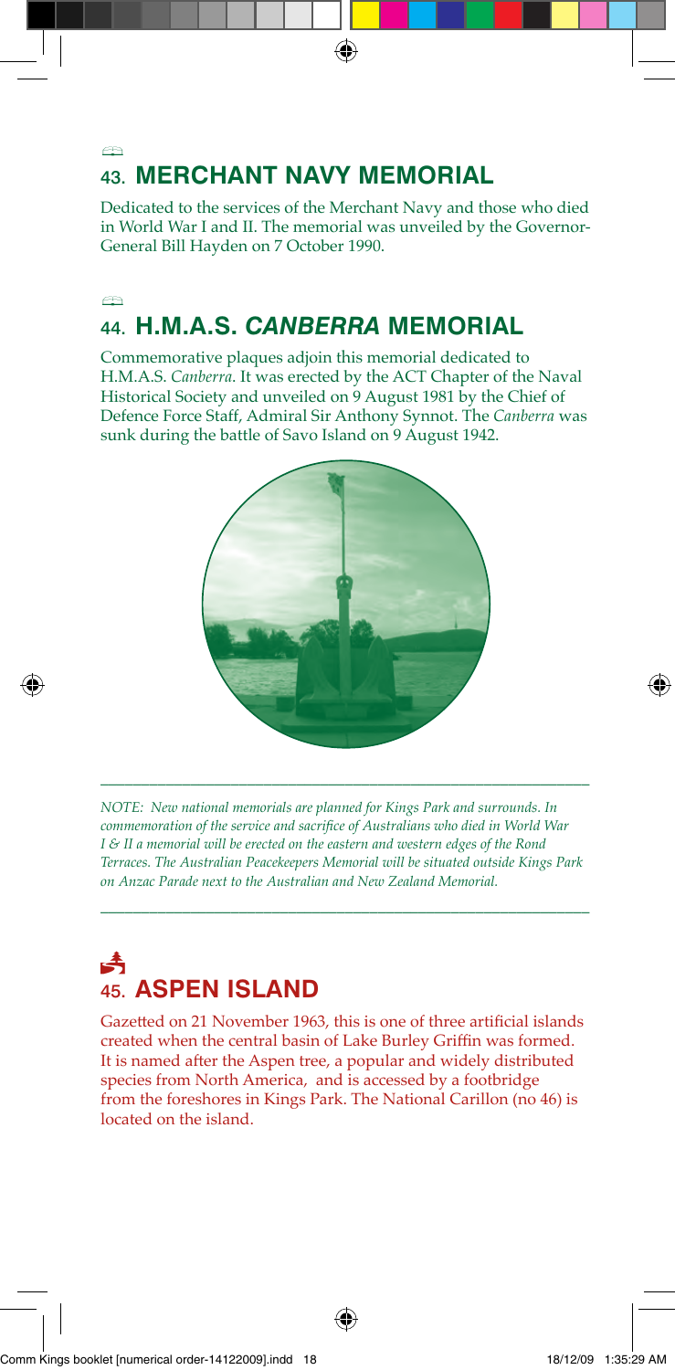## 43. MERCHANT NAVY MEMORIAL

Dedicated to the services of the Merchant Navy and those who died in World War I and II. The memorial was unveiled by the Governor-General Bill Hayden on 7 October 1990.

## 44. H.M.A.S. *CANBERRA* MEMORIAL

Commemorative plaques adjoin this memorial dedicated to H.M.A.S. *Canberra*. It was erected by the ACT Chapter of the Naval Historical Society and unveiled on 9 August 1981 by the Chief of Defence Force Staff, Admiral Sir Anthony Synnot. The *Canberra* was sunk during the battle of Savo Island on 9 August 1942.

---

*NOTE: New national memorials are planned for Kings Park and surrounds. In commemoration of the service and sacrifice of Australians who died in World War I & II a memorial will be erected on the eastern and western edges of the Rond Terraces. The Australian Peacekeepers Memorial will be situated outside Kings Park on Anzac Parade next to the Australian and New Zealand Memorial.*

---

## 45. ASPEN ISLAND

Gazetted on 21 November 1963, this is one of three artificial islands created when the central basin of Lake Burley Griffin was formed. It is named after the Aspen tree, a popular and widely distributed species from North America, and is accessed by a footbridge from the foreshores in Kings Park. The National Carillon (no 46) is located on the island.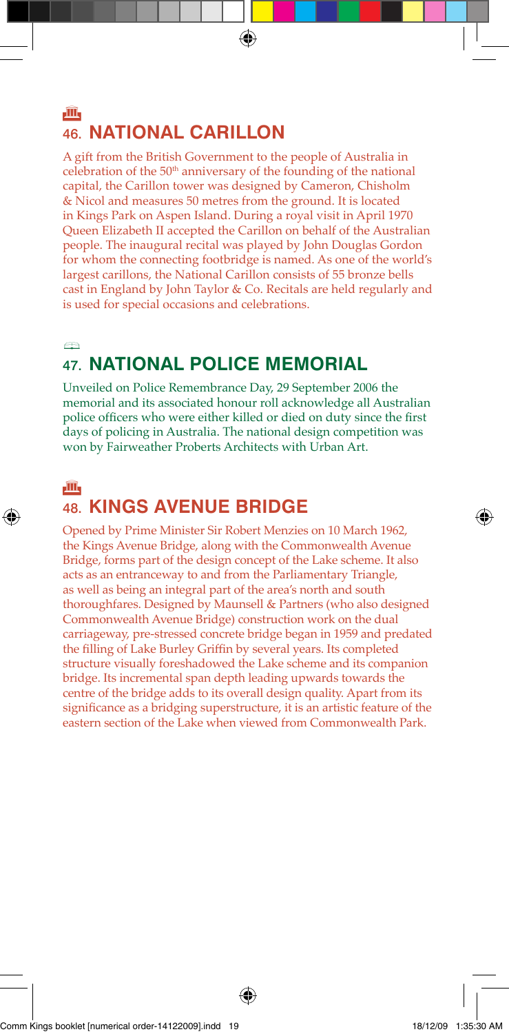## 46. NATIONAL CARILLON

A gift from the British Government to the people of Australia in celebration of the 50th anniversary of the founding of the national capital, the Carillon tower was designed by Cameron, Chisholm & Nicol and measures 50 metres from the ground. It is located in Kings Park on Aspen Island. During a royal visit in April 1970 Queen Elizabeth II accepted the Carillon on behalf of the Australian people. The inaugural recital was played by John Douglas Gordon for whom the connecting footbridge is named. As one of the world's largest carillons, the National Carillon consists of 55 bronze bells cast in England by John Taylor & Co. Recitals are held regularly and is used for special occasions and celebrations.

## 47. NATIONAL POLICE MEMORIAL

Unveiled on Police Remembrance Day, 29 September 2006 the memorial and its associated honour roll acknowledge all Australian police officers who were either killed or died on duty since the first days of policing in Australia. The national design competition was won by Fairweather Proberts Architects with Urban Art.

## 48. KINGS AVENUE BRIDGE

Opened by Prime Minister Sir Robert Menzies on 10 March 1962, the Kings Avenue Bridge, along with the Commonwealth Avenue Bridge, forms part of the design concept of the Lake scheme. It also acts as an entranceway to and from the Parliamentary Triangle, as well as being an integral part of the area's north and south thoroughfares. Designed by Maunsell & Partners (who also designed Commonwealth Avenue Bridge) construction work on the dual carriageway, pre-stressed concrete bridge began in 1959 and predated the filling of Lake Burley Griffin by several years. Its completed structure visually foreshadowed the Lake scheme and its companion bridge. Its incremental span depth leading upwards towards the centre of the bridge adds to its overall design quality. Apart from its significance as a bridging superstructure, it is an artistic feature of the eastern section of the Lake when viewed from Commonwealth Park.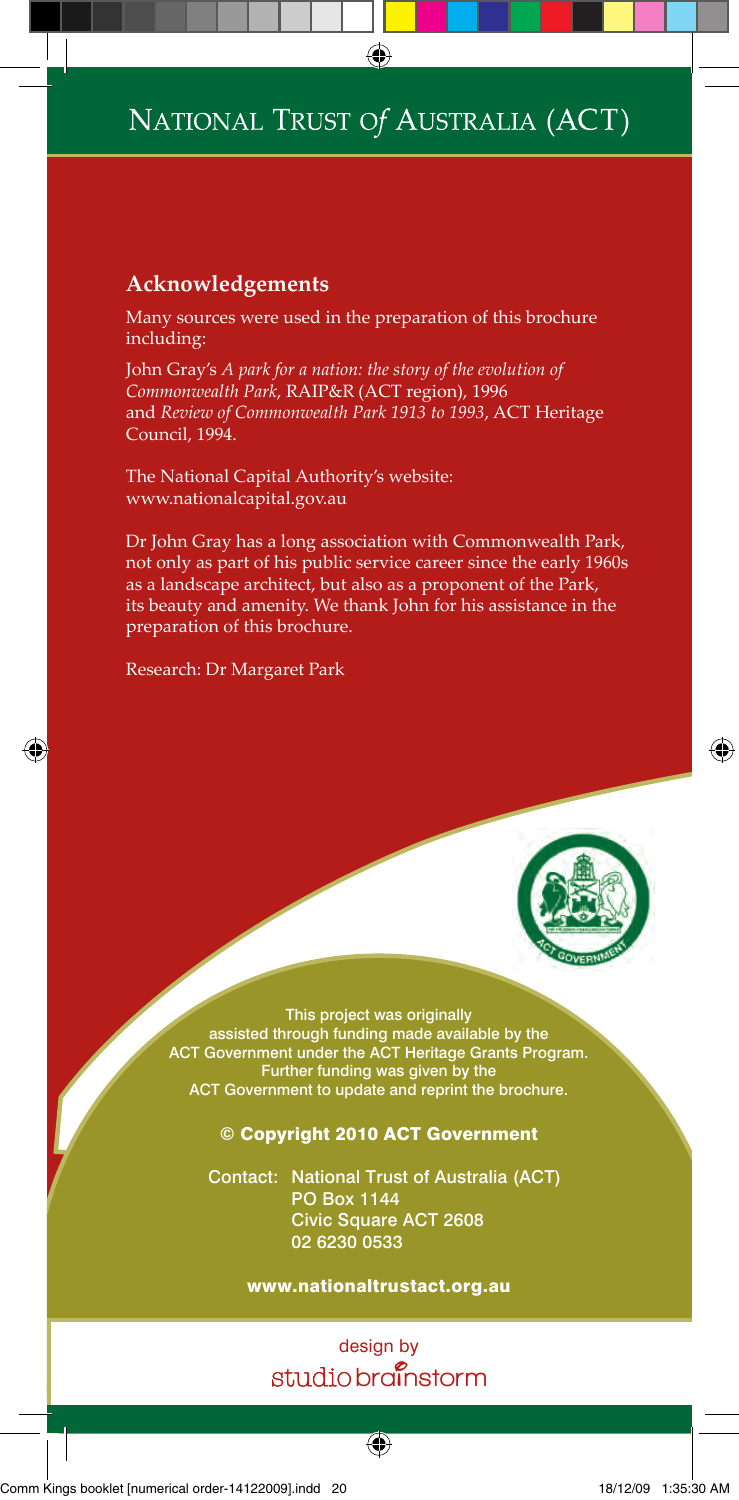# National Trust of Australia (ACT)

## Acknowledgements

Many sources were used in the preparation of this brochure including:

John Gray's *A park for a nation: the story of the evolution of Commonwealth Park*, RAIP&R (ACT region), 1996 and *Review of Commonwealth Park 1913 to 1993*, ACT Heritage Council, 1994.

The National Capital Authority's website: www.nationalcapital.gov.au

Dr John Gray has a long association with Commonwealth Park, not only as part of his public service career since the early 1960s as a landscape architect, but also as a proponent of the Park, its beauty and amenity. We thank John for his assistance in the preparation of this brochure.

Research: Dr Margaret Park

This project was originally assisted through funding made available by the ACT Government under the ACT Heritage Grants Program. Further funding was given by the ACT Government to update and reprint the brochure.

**© Copyright 2010 ACT Government**

Contact: National Trust of Australia (ACT)
PO Box 1144
Civic Square ACT 2608
02 6230 0533

**www.nationaltrustact.org.au**

design by studio brainstorm